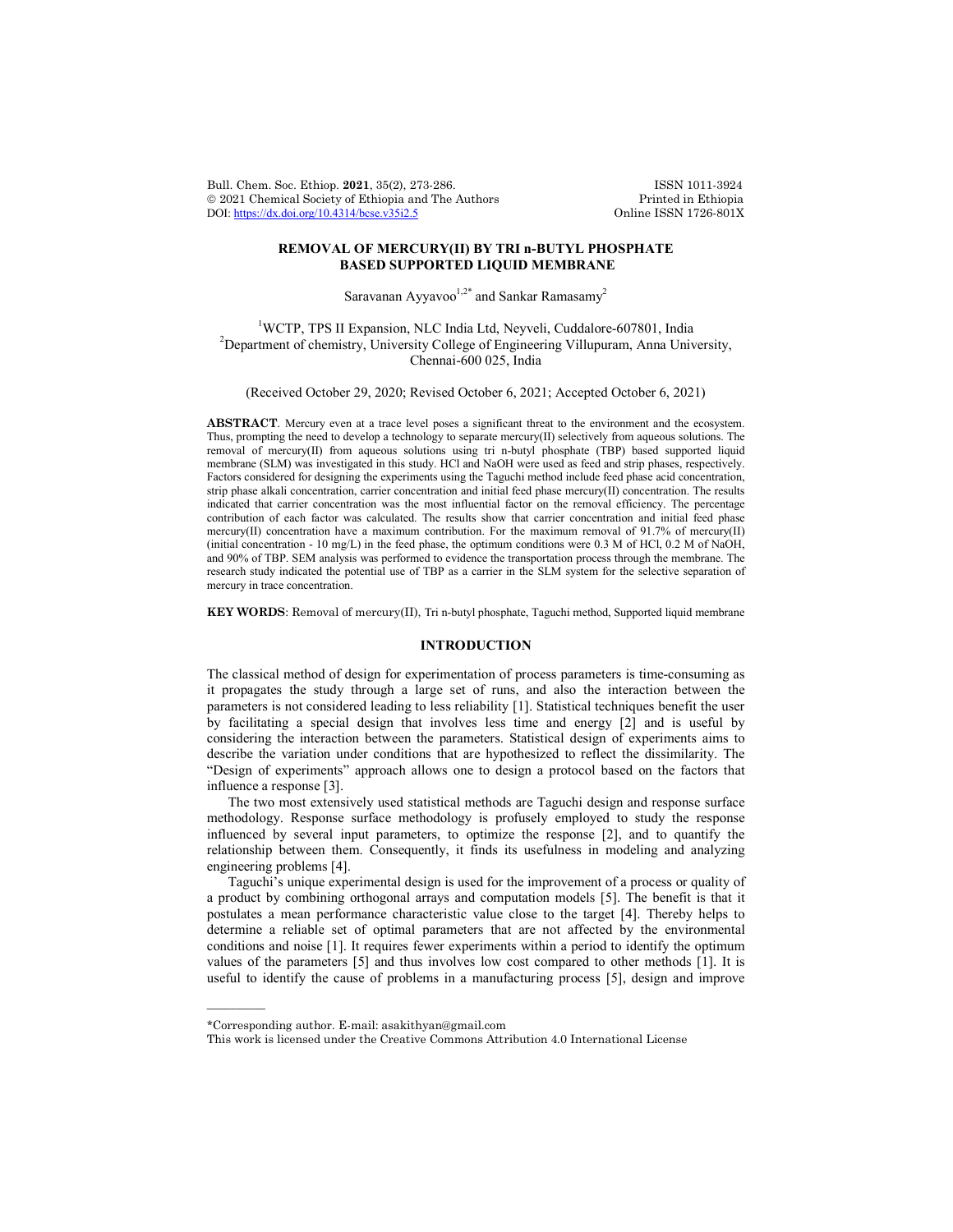# REMOVAL OF MERCURY(II) BY TRI n-BUTYL PHOSPHATE BASED SUPPORTED LIQUID MEMBRANE

Saravanan Ayyavoo[1,2*] and Sankar Ramasamy[2]

[1]WCTP, TPS II Expansion, NLC India Ltd, Neyveli, Cuddalore-607801, India
[2]Department of chemistry, University College of Engineering Villupuram, Anna University, Chennai-600 025, India

(Received October 29, 2020; Revised October 6, 2021; Accepted October 6, 2021)

**ABSTRACT**. Mercury even at a trace level poses a significant threat to the environment and the ecosystem. Thus, prompting the need to develop a technology to separate mercury(II) selectively from aqueous solutions. The removal of mercury(II) from aqueous solutions using tri n-butyl phosphate (TBP) based supported liquid membrane (SLM) was investigated in this study. HCl and NaOH were used as feed and strip phases, respectively. Factors considered for designing the experiments using the Taguchi method include feed phase acid concentration, strip phase alkali concentration, carrier concentration and initial feed phase mercury(II) concentration. The results indicated that carrier concentration was the most influential factor on the removal efficiency. The percentage contribution of each factor was calculated. The results show that carrier concentration and initial feed phase mercury(II) concentration have a maximum contribution. For the maximum removal of 91.7% of mercury(II) (initial concentration - 10 mg/L) in the feed phase, the optimum conditions were 0.3 M of HCl, 0.2 M of NaOH, and 90% of TBP. SEM analysis was performed to evidence the transportation process through the membrane. The research study indicated the potential use of TBP as a carrier in the SLM system for the selective separation of mercury in trace concentration.

**KEY WORDS**: Removal of mercury(II), Tri n-butyl phosphate, Taguchi method, Supported liquid membrane

## INTRODUCTION

The classical method of design for experimentation of process parameters is time-consuming as it propagates the study through a large set of runs, and also the interaction between the parameters is not considered leading to less reliability [1]. Statistical techniques benefit the user by facilitating a special design that involves less time and energy [2] and is useful by considering the interaction between the parameters. Statistical design of experiments aims to describe the variation under conditions that are hypothesized to reflect the dissimilarity. The "Design of experiments" approach allows one to design a protocol based on the factors that influence a response [3].

The two most extensively used statistical methods are Taguchi design and response surface methodology. Response surface methodology is profusely employed to study the response influenced by several input parameters, to optimize the response [2], and to quantify the relationship between them. Consequently, it finds its usefulness in modeling and analyzing engineering problems [4].

Taguchi's unique experimental design is used for the improvement of a process or quality of a product by combining orthogonal arrays and computation models [5]. The benefit is that it postulates a mean performance characteristic value close to the target [4]. Thereby helps to determine a reliable set of optimal parameters that are not affected by the environmental conditions and noise [1]. It requires fewer experiments within a period to identify the optimum values of the parameters [5] and thus involves low cost compared to other methods [1]. It is useful to identify the cause of problems in a manufacturing process [5], design and improve

*Corresponding author. E-mail: asakithyan@gmail.com

This work is licensed under the Creative Commons Attribution 4.0 International License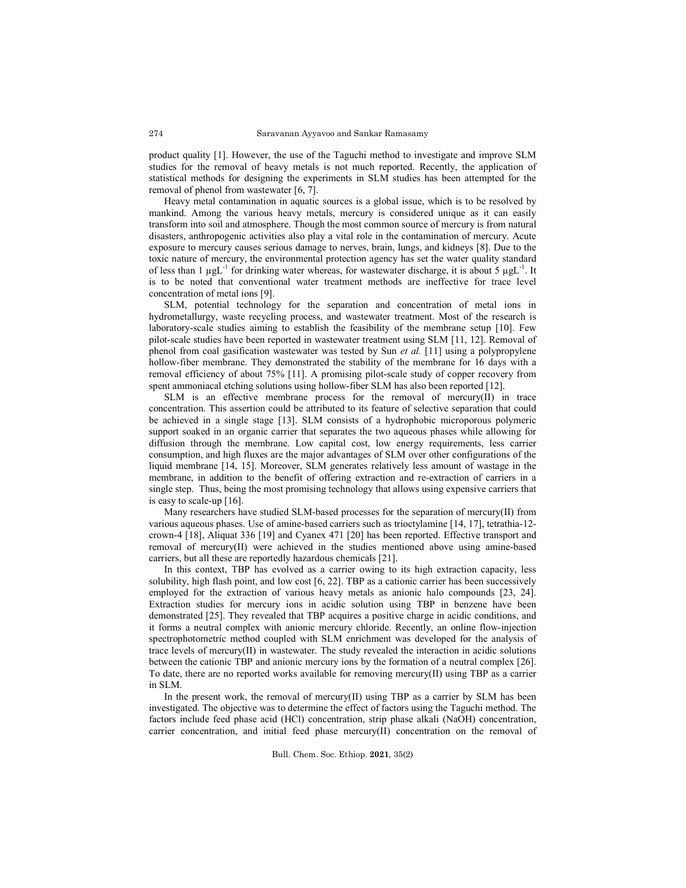product quality [1]. However, the use of the Taguchi method to investigate and improve SLM studies for the removal of heavy metals is not much reported. Recently, the application of statistical methods for designing the experiments in SLM studies has been attempted for the removal of phenol from wastewater [6, 7].

Heavy metal contamination in aquatic sources is a global issue, which is to be resolved by mankind. Among the various heavy metals, mercury is considered unique as it can easily transform into soil and atmosphere. Though the most common source of mercury is from natural disasters, anthropogenic activities also play a vital role in the contamination of mercury. Acute exposure to mercury causes serious damage to nerves, brain, lungs, and kidneys [8]. Due to the toxic nature of mercury, the environmental protection agency has set the water quality standard of less than 1 $\mu gL^{-1}$ for drinking water whereas, for wastewater discharge, it is about 5 $\mu gL^{-1}$. It is to be noted that conventional water treatment methods are ineffective for trace level concentration of metal ions [9].

SLM, potential technology for the separation and concentration of metal ions in hydrometallurgy, waste recycling process, and wastewater treatment. Most of the research is laboratory-scale studies aiming to establish the feasibility of the membrane setup [10]. Few pilot-scale studies have been reported in wastewater treatment using SLM [11, 12]. Removal of phenol from coal gasification wastewater was tested by Sun *et al.* [11] using a polypropylene hollow-fiber membrane. They demonstrated the stability of the membrane for 16 days with a removal efficiency of about 75% [11]. A promising pilot-scale study of copper recovery from spent ammoniacal etching solutions using hollow-fiber SLM has also been reported [12].

SLM is an effective membrane process for the removal of mercury(II) in trace concentration. This assertion could be attributed to its feature of selective separation that could be achieved in a single stage [13]. SLM consists of a hydrophobic microporous polymeric support soaked in an organic carrier that separates the two aqueous phases while allowing for diffusion through the membrane. Low capital cost, low energy requirements, less carrier consumption, and high fluxes are the major advantages of SLM over other configurations of the liquid membrane [14, 15]. Moreover, SLM generates relatively less amount of wastage in the membrane, in addition to the benefit of offering extraction and re-extraction of carriers in a single step. Thus, being the most promising technology that allows using expensive carriers that is easy to scale-up [16].

Many researchers have studied SLM-based processes for the separation of mercury(II) from various aqueous phases. Use of amine-based carriers such as trioctylamine [14, 17], tetrathia-12-crown-4 [18], Aliquat 336 [19] and Cyanex 471 [20] has been reported. Effective transport and removal of mercury(II) were achieved in the studies mentioned above using amine-based carriers, but all these are reportedly hazardous chemicals [21].

In this context, TBP has evolved as a carrier owing to its high extraction capacity, less solubility, high flash point, and low cost [6, 22]. TBP as a cationic carrier has been successively employed for the extraction of various heavy metals as anionic halo compounds [23, 24]. Extraction studies for mercury ions in acidic solution using TBP in benzene have been demonstrated [25]. They revealed that TBP acquires a positive charge in acidic conditions, and it forms a neutral complex with anionic mercury chloride. Recently, an online flow-injection spectrophotometric method coupled with SLM enrichment was developed for the analysis of trace levels of mercury(II) in wastewater. The study revealed the interaction in acidic solutions between the cationic TBP and anionic mercury ions by the formation of a neutral complex [26]. To date, there are no reported works available for removing mercury(II) using TBP as a carrier in SLM.

In the present work, the removal of mercury(II) using TBP as a carrier by SLM has been investigated. The objective was to determine the effect of factors using the Taguchi method. The factors include feed phase acid (HCl) concentration, strip phase alkali (NaOH) concentration, carrier concentration, and initial feed phase mercury(II) concentration on the removal of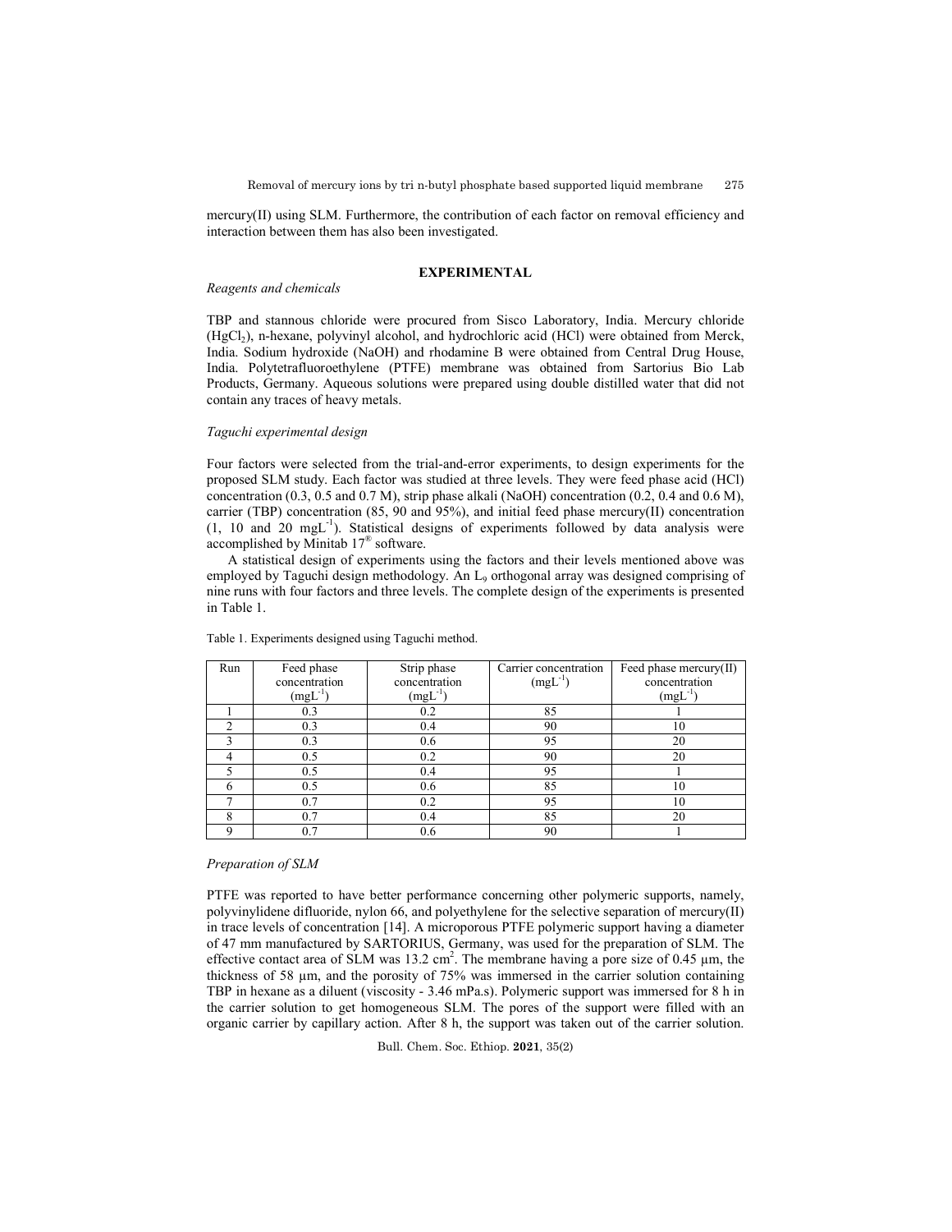mercury(II) using SLM. Furthermore, the contribution of each factor on removal efficiency and interaction between them has also been investigated.

## EXPERIMENTAL

### *Reagents and chemicals*

TBP and stannous chloride were procured from Sisco Laboratory, India. Mercury chloride ($HgCl_2$), n-hexane, polyvinyl alcohol, and hydrochloric acid (HCl) were obtained from Merck, India. Sodium hydroxide (NaOH) and rhodamine B were obtained from Central Drug House, India. Polytetrafluoroethylene (PTFE) membrane was obtained from Sartorius Bio Lab Products, Germany. Aqueous solutions were prepared using double distilled water that did not contain any traces of heavy metals.

### *Taguchi experimental design*

Four factors were selected from the trial-and-error experiments, to design experiments for the proposed SLM study. Each factor was studied at three levels. They were feed phase acid (HCl) concentration (0.3, 0.5 and 0.7 M), strip phase alkali (NaOH) concentration (0.2, 0.4 and 0.6 M), carrier (TBP) concentration (85, 90 and 95%), and initial feed phase mercury(II) concentration (1, 10 and 20 $mgL^{-1}$). Statistical designs of experiments followed by data analysis were accomplished by Minitab 17® software.

A statistical design of experiments using the factors and their levels mentioned above was employed by Taguchi design methodology. An $L_9$ orthogonal array was designed comprising of nine runs with four factors and three levels. The complete design of the experiments is presented in Table 1.

Table 1. Experiments designed using Taguchi method.

| Run | Feed phase concentration ($mgL^{-1}$) | Strip phase concentration ($mgL^{-1}$) | Carrier concentration ($mgL^{-1}$) | Feed phase mercury(II) concentration ($mgL^{-1}$) |
|---|---|---|---|---|
| 1 | 0.3 | 0.2 | 85 | 1 |
| 2 | 0.3 | 0.4 | 90 | 10 |
| 3 | 0.3 | 0.6 | 95 | 20 |
| 4 | 0.5 | 0.2 | 90 | 20 |
| 5 | 0.5 | 0.4 | 95 | 1 |
| 6 | 0.5 | 0.6 | 85 | 10 |
| 7 | 0.7 | 0.2 | 95 | 10 |
| 8 | 0.7 | 0.4 | 85 | 20 |
| 9 | 0.7 | 0.6 | 90 | 1 |

### *Preparation of SLM*

PTFE was reported to have better performance concerning other polymeric supports, namely, polyvinylidene difluoride, nylon 66, and polyethylene for the selective separation of mercury(II) in trace levels of concentration [14]. A microporous PTFE polymeric support having a diameter of 47 mm manufactured by SARTORIUS, Germany, was used for the preparation of SLM. The effective contact area of SLM was 13.2 $cm^2$. The membrane having a pore size of 0.45 μm, the thickness of 58 μm, and the porosity of 75% was immersed in the carrier solution containing TBP in hexane as a diluent (viscosity - 3.46 mPa.s). Polymeric support was immersed for 8 h in the carrier solution to get homogeneous SLM. The pores of the support were filled with an organic carrier by capillary action. After 8 h, the support was taken out of the carrier solution.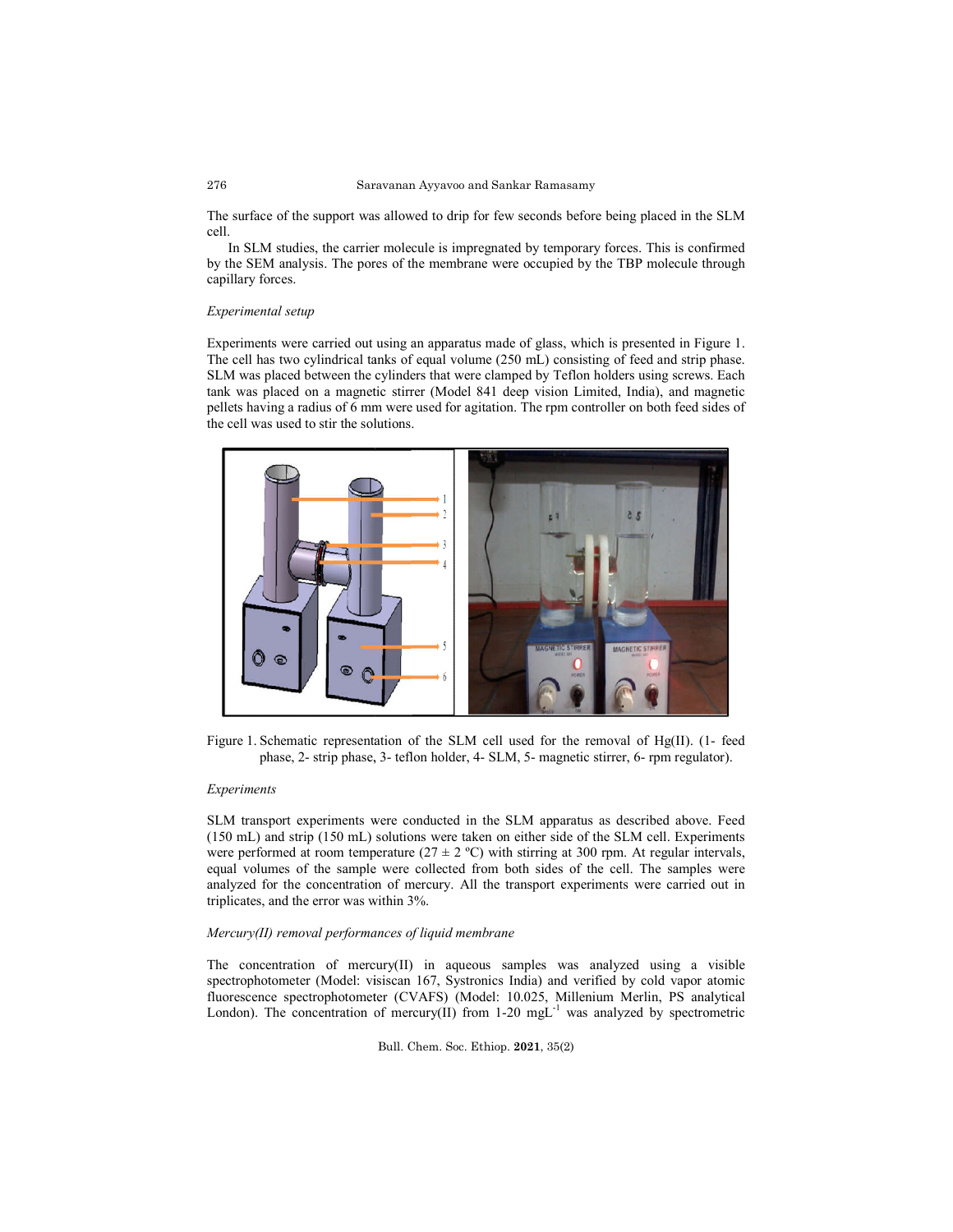The surface of the support was allowed to drip for few seconds before being placed in the SLM cell.

In SLM studies, the carrier molecule is impregnated by temporary forces. This is confirmed by the SEM analysis. The pores of the membrane were occupied by the TBP molecule through capillary forces.

*Experimental setup*

Experiments were carried out using an apparatus made of glass, which is presented in Figure 1. The cell has two cylindrical tanks of equal volume (250 mL) consisting of feed and strip phase. SLM was placed between the cylinders that were clamped by Teflon holders using screws. Each tank was placed on a magnetic stirrer (Model 841 deep vision Limited, India), and magnetic pellets having a radius of 6 mm were used for agitation. The rpm controller on both feed sides of the cell was used to stir the solutions.

Figure 1. Schematic representation of the SLM cell used for the removal of Hg(II). (1- feed phase, 2- strip phase, 3- teflon holder, 4- SLM, 5- magnetic stirrer, 6- rpm regulator).

*Experiments*

SLM transport experiments were conducted in the SLM apparatus as described above. Feed (150 mL) and strip (150 mL) solutions were taken on either side of the SLM cell. Experiments were performed at room temperature ($27 \pm 2$ ºC) with stirring at 300 rpm. At regular intervals, equal volumes of the sample were collected from both sides of the cell. The samples were analyzed for the concentration of mercury. All the transport experiments were carried out in triplicates, and the error was within 3%.

*Mercury(II) removal performances of liquid membrane*

The concentration of mercury(II) in aqueous samples was analyzed using a visible spectrophotometer (Model: visiscan 167, Systronics India) and verified by cold vapor atomic fluorescence spectrophotometer (CVAFS) (Model: 10.025, Millenium Merlin, PS analytical London). The concentration of mercury(II) from 1-20 $mgL^{-1}$ was analyzed by spectrometric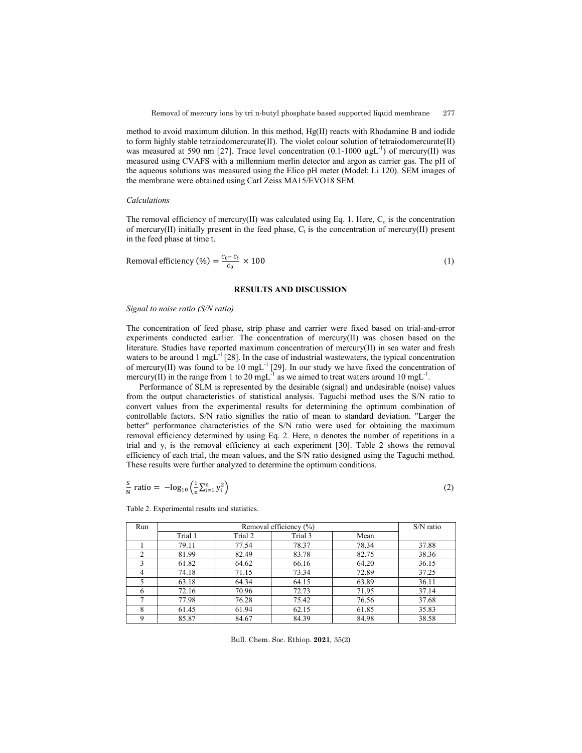method to avoid maximum dilution. In this method, Hg(II) reacts with Rhodamine B and iodide to form highly stable tetraiodomercurate(II). The violet colour solution of tetraiodomercurate(II) was measured at 590 nm [27]. Trace level concentration (0.1-1000 $\mu gL^{-1}$) of mercury(II) was measured using CVAFS with a millennium merlin detector and argon as carrier gas. The pH of the aqueous solutions was measured using the Elico pH meter (Model: Li 120). SEM images of the membrane were obtained using Carl Zeiss MA15/EVO18 SEM.

*Calculations*

The removal efficiency of mercury(II) was calculated using Eq. 1. Here, $C_o$ is the concentration of mercury(II) initially present in the feed phase, $C_t$ is the concentration of mercury(II) present in the feed phase at time t.

$$\text{Removal efficiency (\%)} = \frac{C_0 - C_t}{C_0} \times 100 \tag{1}$$

## RESULTS AND DISCUSSION

*Signal to noise ratio (S/N ratio)*

The concentration of feed phase, strip phase and carrier were fixed based on trial-and-error experiments conducted earlier. The concentration of mercury(II) was chosen based on the literature. Studies have reported maximum concentration of mercury(II) in sea water and fresh waters to be around 1 $mgL^{-1}$ [28]. In the case of industrial wastewaters, the typical concentration of mercury(II) was found to be 10 $mgL^{-1}$ [29]. In our study we have fixed the concentration of mercury(II) in the range from 1 to 20 $mgL^{-1}$ as we aimed to treat waters around 10 $mgL^{-1}$.

Performance of SLM is represented by the desirable (signal) and undesirable (noise) values from the output characteristics of statistical analysis. Taguchi method uses the S/N ratio to convert values from the experimental results for determining the optimum combination of controllable factors. S/N ratio signifies the ratio of mean to standard deviation. "Larger the better" performance characteristics of the S/N ratio were used for obtaining the maximum removal efficiency determined by using Eq. 2. Here, n denotes the number of repetitions in a trial and $y_i$ is the removal efficiency at each experiment [30]. Table 2 shows the removal efficiency of each trial, the mean values, and the S/N ratio designed using the Taguchi method. These results were further analyzed to determine the optimum conditions.

$$\frac{S}{N}\text{ ratio} = -\log_{10}\left(\frac{1}{n}\sum_{i=1}^{n} y_i^2\right) \tag{2}$$

Table 2. Experimental results and statistics.

| Run | Removal efficiency (%) | | | | S/N ratio |
|---|---|---|---|---|---|
| | Trial 1 | Trial 2 | Trial 3 | Mean | |
| 1 | 79.11 | 77.54 | 78.37 | 78.34 | 37.88 |
| 2 | 81.99 | 82.49 | 83.78 | 82.75 | 38.36 |
| 3 | 61.82 | 64.62 | 66.16 | 64.20 | 36.15 |
| 4 | 74.18 | 71.15 | 73.34 | 72.89 | 37.25 |
| 5 | 63.18 | 64.34 | 64.15 | 63.89 | 36.11 |
| 6 | 72.16 | 70.96 | 72.73 | 71.95 | 37.14 |
| 7 | 77.98 | 76.28 | 75.42 | 76.56 | 37.68 |
| 8 | 61.45 | 61.94 | 62.15 | 61.85 | 35.83 |
| 9 | 85.87 | 84.67 | 84.39 | 84.98 | 38.58 |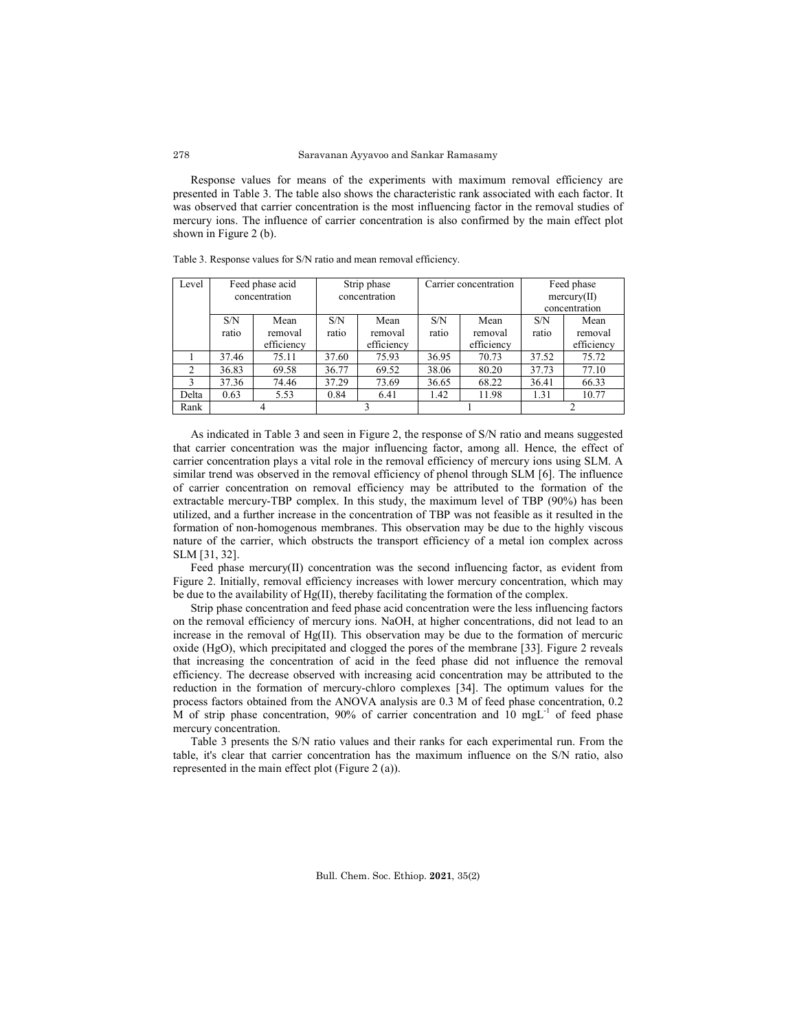Response values for means of the experiments with maximum removal efficiency are presented in Table 3. The table also shows the characteristic rank associated with each factor. It was observed that carrier concentration is the most influencing factor in the removal studies of mercury ions. The influence of carrier concentration is also confirmed by the main effect plot shown in Figure 2 (b).

Table 3. Response values for S/N ratio and mean removal efficiency.

| Level | Feed phase acid concentration | | Strip phase concentration | | Carrier concentration | | Feed phase mercury(II) concentration | |
|---|---|---|---|---|---|---|---|---|
| | S/N ratio | Mean removal efficiency | S/N ratio | Mean removal efficiency | S/N ratio | Mean removal efficiency | S/N ratio | Mean removal efficiency |
| 1 | 37.46 | 75.11 | 37.60 | 75.93 | 36.95 | 70.73 | 37.52 | 75.72 |
| 2 | 36.83 | 69.58 | 36.77 | 69.52 | 38.06 | 80.20 | 37.73 | 77.10 |
| 3 | 37.36 | 74.46 | 37.29 | 73.69 | 36.65 | 68.22 | 36.41 | 66.33 |
| Delta | 0.63 | 5.53 | 0.84 | 6.41 | 1.42 | 11.98 | 1.31 | 10.77 |
| Rank | 4 | | 3 | | 1 | | 2 | |

As indicated in Table 3 and seen in Figure 2, the response of S/N ratio and means suggested that carrier concentration was the major influencing factor, among all. Hence, the effect of carrier concentration plays a vital role in the removal efficiency of mercury ions using SLM. A similar trend was observed in the removal efficiency of phenol through SLM [6]. The influence of carrier concentration on removal efficiency may be attributed to the formation of the extractable mercury-TBP complex. In this study, the maximum level of TBP (90%) has been utilized, and a further increase in the concentration of TBP was not feasible as it resulted in the formation of non-homogenous membranes. This observation may be due to the highly viscous nature of the carrier, which obstructs the transport efficiency of a metal ion complex across SLM [31, 32].

Feed phase mercury(II) concentration was the second influencing factor, as evident from Figure 2. Initially, removal efficiency increases with lower mercury concentration, which may be due to the availability of Hg(II), thereby facilitating the formation of the complex.

Strip phase concentration and feed phase acid concentration were the less influencing factors on the removal efficiency of mercury ions. NaOH, at higher concentrations, did not lead to an increase in the removal of Hg(II). This observation may be due to the formation of mercuric oxide (HgO), which precipitated and clogged the pores of the membrane [33]. Figure 2 reveals that increasing the concentration of acid in the feed phase did not influence the removal efficiency. The decrease observed with increasing acid concentration may be attributed to the reduction in the formation of mercury-chloro complexes [34]. The optimum values for the process factors obtained from the ANOVA analysis are 0.3 M of feed phase concentration, 0.2 M of strip phase concentration, 90% of carrier concentration and 10 $mgL^{-1}$ of feed phase mercury concentration.

Table 3 presents the S/N ratio values and their ranks for each experimental run. From the table, it's clear that carrier concentration has the maximum influence on the S/N ratio, also represented in the main effect plot (Figure 2 (a)).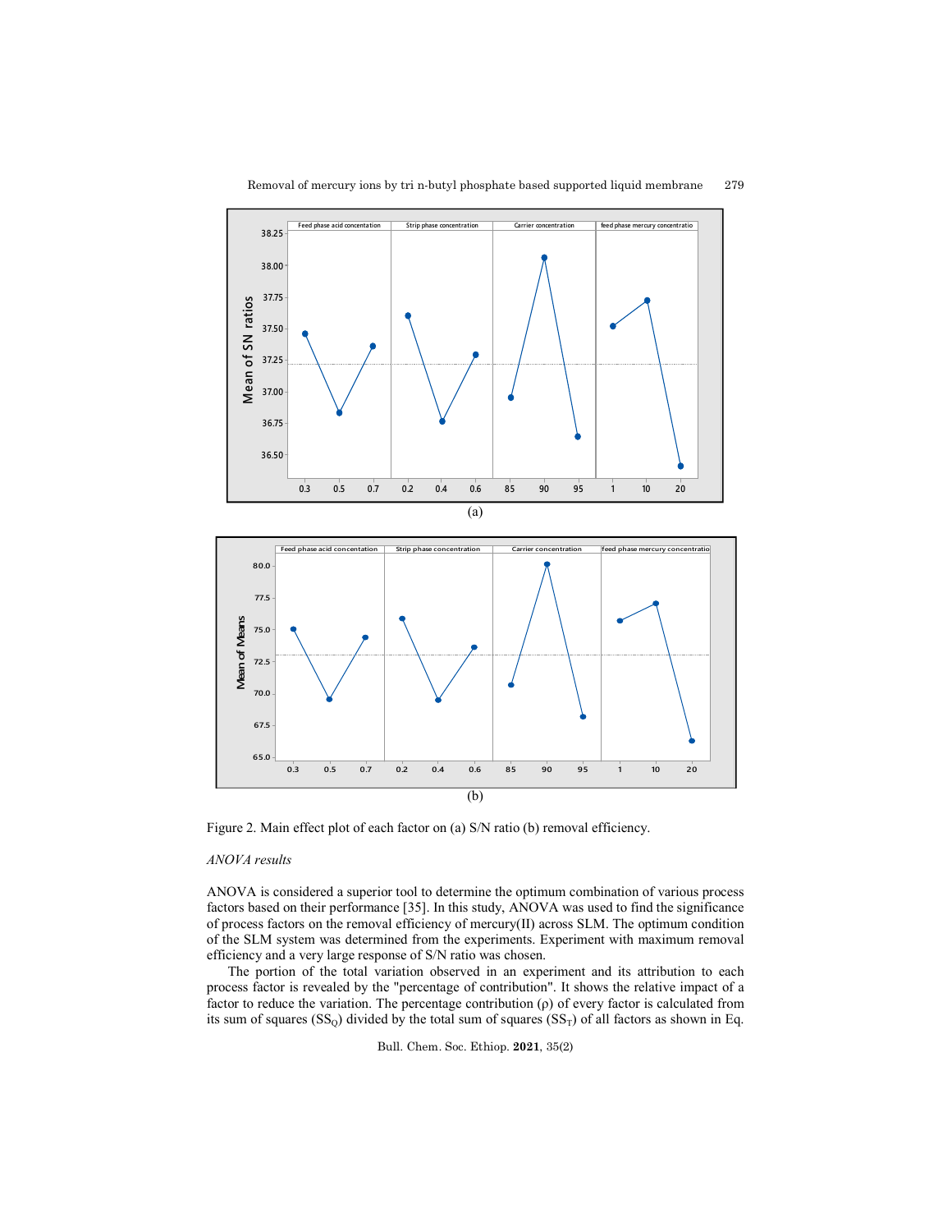Figure 2. Main effect plot of each factor on (a) S/N ratio (b) removal efficiency.

*ANOVA results*

ANOVA is considered a superior tool to determine the optimum combination of various process factors based on their performance [35]. In this study, ANOVA was used to find the significance of process factors on the removal efficiency of mercury(II) across SLM. The optimum condition of the SLM system was determined from the experiments. Experiment with maximum removal efficiency and a very large response of S/N ratio was chosen.

The portion of the total variation observed in an experiment and its attribution to each process factor is revealed by the "percentage of contribution". It shows the relative impact of a factor to reduce the variation. The percentage contribution (ρ) of every factor is calculated from its sum of squares ($SS_Q$) divided by the total sum of squares ($SS_T$) of all factors as shown in Eq.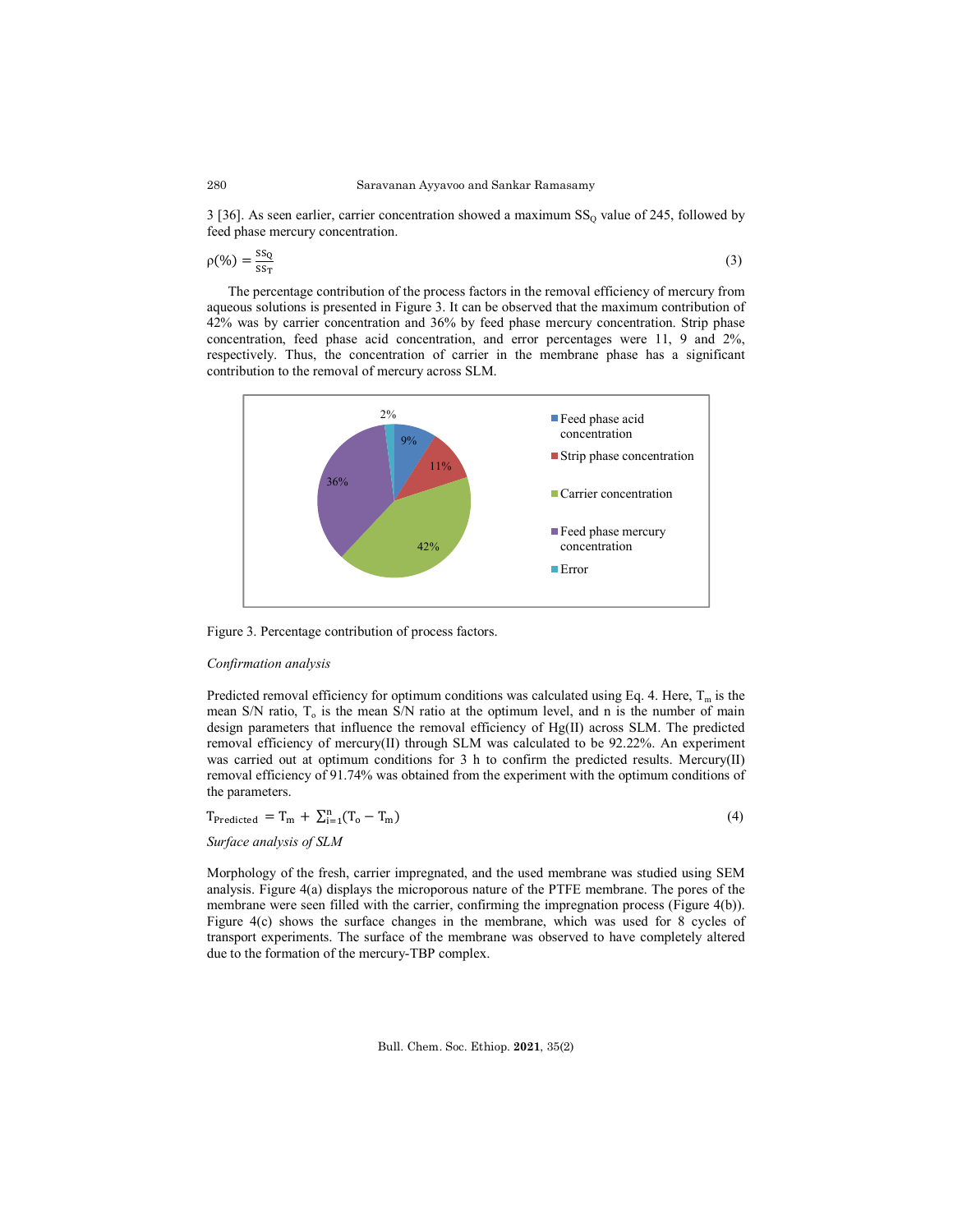3 [36]. As seen earlier, carrier concentration showed a maximum $SS_Q$ value of 245, followed by feed phase mercury concentration.

$$\rho(\%) = \frac{SS_Q}{SS_T} \tag{3}$$

The percentage contribution of the process factors in the removal efficiency of mercury from aqueous solutions is presented in Figure 3. It can be observed that the maximum contribution of 42% was by carrier concentration and 36% by feed phase mercury concentration. Strip phase concentration, feed phase acid concentration, and error percentages were 11, 9 and 2%, respectively. Thus, the concentration of carrier in the membrane phase has a significant contribution to the removal of mercury across SLM.

Figure 3. Percentage contribution of process factors.

*Confirmation analysis*

Predicted removal efficiency for optimum conditions was calculated using Eq. 4. Here, $T_m$ is the mean S/N ratio, $T_o$ is the mean S/N ratio at the optimum level, and n is the number of main design parameters that influence the removal efficiency of Hg(II) across SLM. The predicted removal efficiency of mercury(II) through SLM was calculated to be 92.22%. An experiment was carried out at optimum conditions for 3 h to confirm the predicted results. Mercury(II) removal efficiency of 91.74% was obtained from the experiment with the optimum conditions of the parameters.

$$T_{Predicted} = T_m + \sum_{i=1}^{n}(T_o - T_m) \tag{4}$$

*Surface analysis of SLM*

Morphology of the fresh, carrier impregnated, and the used membrane was studied using SEM analysis. Figure 4(a) displays the microporous nature of the PTFE membrane. The pores of the membrane were seen filled with the carrier, confirming the impregnation process (Figure 4(b)). Figure 4(c) shows the surface changes in the membrane, which was used for 8 cycles of transport experiments. The surface of the membrane was observed to have completely altered due to the formation of the mercury-TBP complex.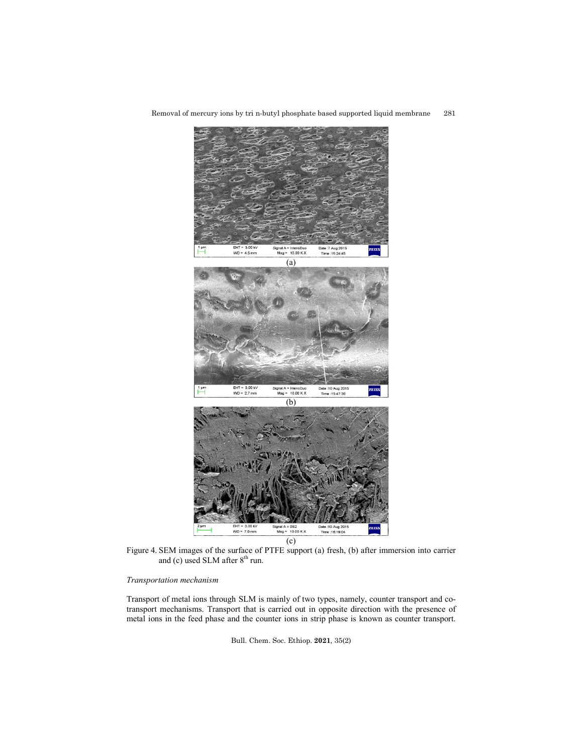(a)

(b)

(c)

Figure 4. SEM images of the surface of PTFE support (a) fresh, (b) after immersion into carrier and (c) used SLM after $8^{th}$ run.

*Transportation mechanism*

Transport of metal ions through SLM is mainly of two types, namely, counter transport and co-transport mechanisms. Transport that is carried out in opposite direction with the presence of metal ions in the feed phase and the counter ions in strip phase is known as counter transport.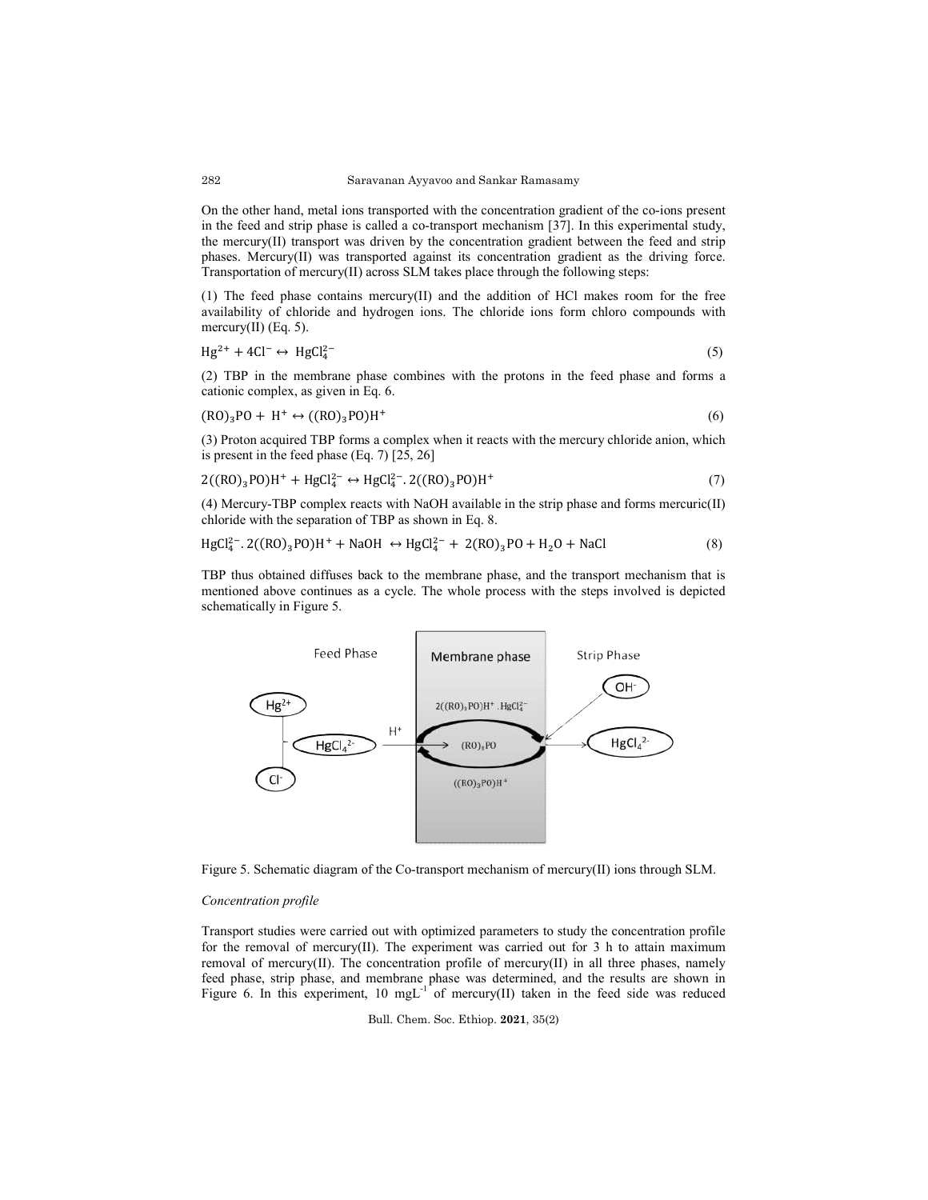On the other hand, metal ions transported with the concentration gradient of the co-ions present in the feed and strip phase is called a co-transport mechanism [37]. In this experimental study, the mercury(II) transport was driven by the concentration gradient between the feed and strip phases. Mercury(II) was transported against its concentration gradient as the driving force. Transportation of mercury(II) across SLM takes place through the following steps:

(1) The feed phase contains mercury(II) and the addition of HCl makes room for the free availability of chloride and hydrogen ions. The chloride ions form chloro compounds with mercury(II) (Eq. 5).

$$Hg^{2+} + 4Cl^{-} \leftrightarrow HgCl_4^{2-} \tag{5}$$

(2) TBP in the membrane phase combines with the protons in the feed phase and forms a cationic complex, as given in Eq. 6.

$$(RO)_3PO + H^{+} \leftrightarrow ((RO)_3PO)H^{+} \tag{6}$$

(3) Proton acquired TBP forms a complex when it reacts with the mercury chloride anion, which is present in the feed phase (Eq. 7) [25, 26]

$$2((RO)_3PO)H^{+} + HgCl_4^{2-} \leftrightarrow HgCl_4^{2-}.2((RO)_3PO)H^{+} \tag{7}$$

(4) Mercury-TBP complex reacts with NaOH available in the strip phase and forms mercuric(II) chloride with the separation of TBP as shown in Eq. 8.

$$HgCl_4^{2-}.2((RO)_3PO)H^{+} + NaOH \leftrightarrow HgCl_4^{2-} + 2(RO)_3PO + H_2O + NaCl \tag{8}$$

TBP thus obtained diffuses back to the membrane phase, and the transport mechanism that is mentioned above continues as a cycle. The whole process with the steps involved is depicted schematically in Figure 5.

Figure 5. Schematic diagram of the Co-transport mechanism of mercury(II) ions through SLM.

*Concentration profile*

Transport studies were carried out with optimized parameters to study the concentration profile for the removal of mercury(II). The experiment was carried out for 3 h to attain maximum removal of mercury(II). The concentration profile of mercury(II) in all three phases, namely feed phase, strip phase, and membrane phase was determined, and the results are shown in Figure 6. In this experiment, 10 $mgL^{-1}$ of mercury(II) taken in the feed side was reduced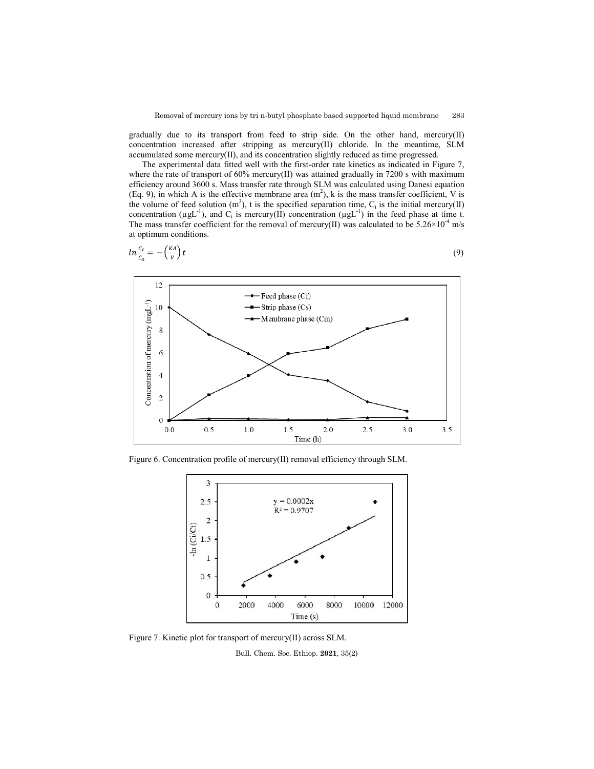gradually due to its transport from feed to strip side. On the other hand, mercury(II) concentration increased after stripping as mercury(II) chloride. In the meantime, SLM accumulated some mercury(II), and its concentration slightly reduced as time progressed.

The experimental data fitted well with the first-order rate kinetics as indicated in Figure 7, where the rate of transport of 60% mercury(II) was attained gradually in 7200 s with maximum efficiency around 3600 s. Mass transfer rate through SLM was calculated using Danesi equation (Eq. 9), in which A is the effective membrane area ($m^2$), k is the mass transfer coefficient, V is the volume of feed solution ($m^3$), t is the specified separation time, $C_i$ is the initial mercury(II) concentration ($\mu gL^{-1}$), and $C_t$ is mercury(II) concentration ($\mu gL^{-1}$) in the feed phase at time t. The mass transfer coefficient for the removal of mercury(II) was calculated to be $5.26\times10^{-4}$ m/s at optimum conditions.

$$ln\frac{C_t}{C_o} = -\left(\frac{KA}{V}\right)t \tag{9}$$

Figure 6. Concentration profile of mercury(II) removal efficiency through SLM.

Figure 7. Kinetic plot for transport of mercury(II) across SLM.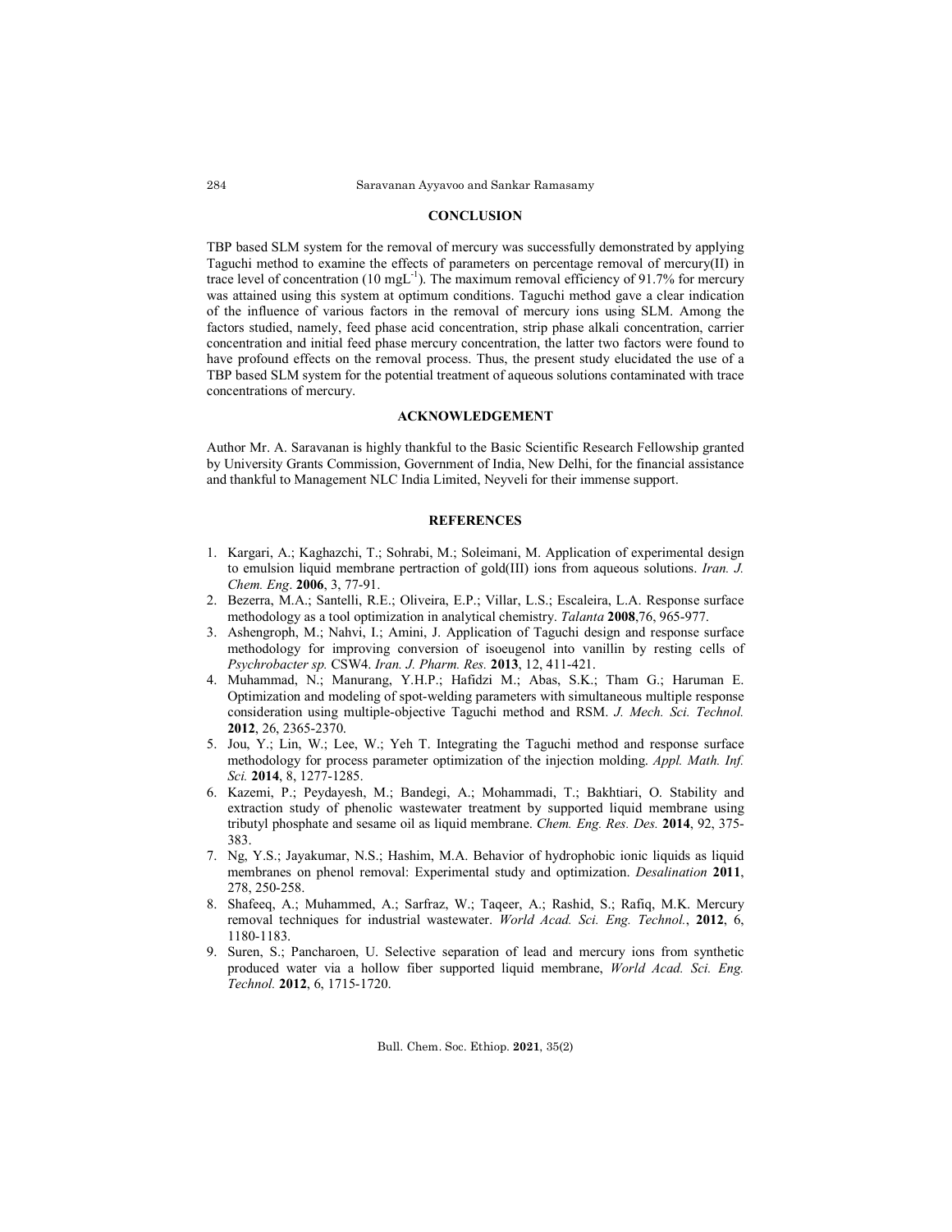## CONCLUSION

TBP based SLM system for the removal of mercury was successfully demonstrated by applying Taguchi method to examine the effects of parameters on percentage removal of mercury(II) in trace level of concentration (10 $mgL^{-1}$). The maximum removal efficiency of 91.7% for mercury was attained using this system at optimum conditions. Taguchi method gave a clear indication of the influence of various factors in the removal of mercury ions using SLM. Among the factors studied, namely, feed phase acid concentration, strip phase alkali concentration, carrier concentration and initial feed phase mercury concentration, the latter two factors were found to have profound effects on the removal process. Thus, the present study elucidated the use of a TBP based SLM system for the potential treatment of aqueous solutions contaminated with trace concentrations of mercury.

## ACKNOWLEDGEMENT

Author Mr. A. Saravanan is highly thankful to the Basic Scientific Research Fellowship granted by University Grants Commission, Government of India, New Delhi, for the financial assistance and thankful to Management NLC India Limited, Neyveli for their immense support.

## REFERENCES

1. Kargari, A.; Kaghazchi, T.; Sohrabi, M.; Soleimani, M. Application of experimental design to emulsion liquid membrane pertraction of gold(III) ions from aqueous solutions. *Iran. J. Chem. Eng*. **2006**, 3, 77-91.
2. Bezerra, M.A.; Santelli, R.E.; Oliveira, E.P.; Villar, L.S.; Escaleira, L.A. Response surface methodology as a tool optimization in analytical chemistry. *Talanta* **2008**,76, 965-977.
3. Ashengroph, M.; Nahvi, I.; Amini, J. Application of Taguchi design and response surface methodology for improving conversion of isoeugenol into vanillin by resting cells of *Psychrobacter sp.* CSW4. *Iran. J. Pharm. Res.* **2013**, 12, 411-421.
4. Muhammad, N.; Manurang, Y.H.P.; Hafidzi M.; Abas, S.K.; Tham G.; Haruman E. Optimization and modeling of spot-welding parameters with simultaneous multiple response consideration using multiple-objective Taguchi method and RSM. *J. Mech. Sci. Technol.* **2012**, 26, 2365-2370.
5. Jou, Y.; Lin, W.; Lee, W.; Yeh T. Integrating the Taguchi method and response surface methodology for process parameter optimization of the injection molding. *Appl. Math. Inf. Sci.* **2014**, 8, 1277-1285.
6. Kazemi, P.; Peydayesh, M.; Bandegi, A.; Mohammadi, T.; Bakhtiari, O. Stability and extraction study of phenolic wastewater treatment by supported liquid membrane using tributyl phosphate and sesame oil as liquid membrane. *Chem. Eng. Res. Des.* **2014**, 92, 375-383.
7. Ng, Y.S.; Jayakumar, N.S.; Hashim, M.A. Behavior of hydrophobic ionic liquids as liquid membranes on phenol removal: Experimental study and optimization. *Desalination* **2011**, 278, 250-258.
8. Shafeeq, A.; Muhammed, A.; Sarfraz, W.; Taqeer, A.; Rashid, S.; Rafiq, M.K. Mercury removal techniques for industrial wastewater. *World Acad. Sci. Eng. Technol.*, **2012**, 6, 1180-1183.
9. Suren, S.; Pancharoen, U. Selective separation of lead and mercury ions from synthetic produced water via a hollow fiber supported liquid membrane, *World Acad. Sci. Eng. Technol.* **2012**, 6, 1715-1720.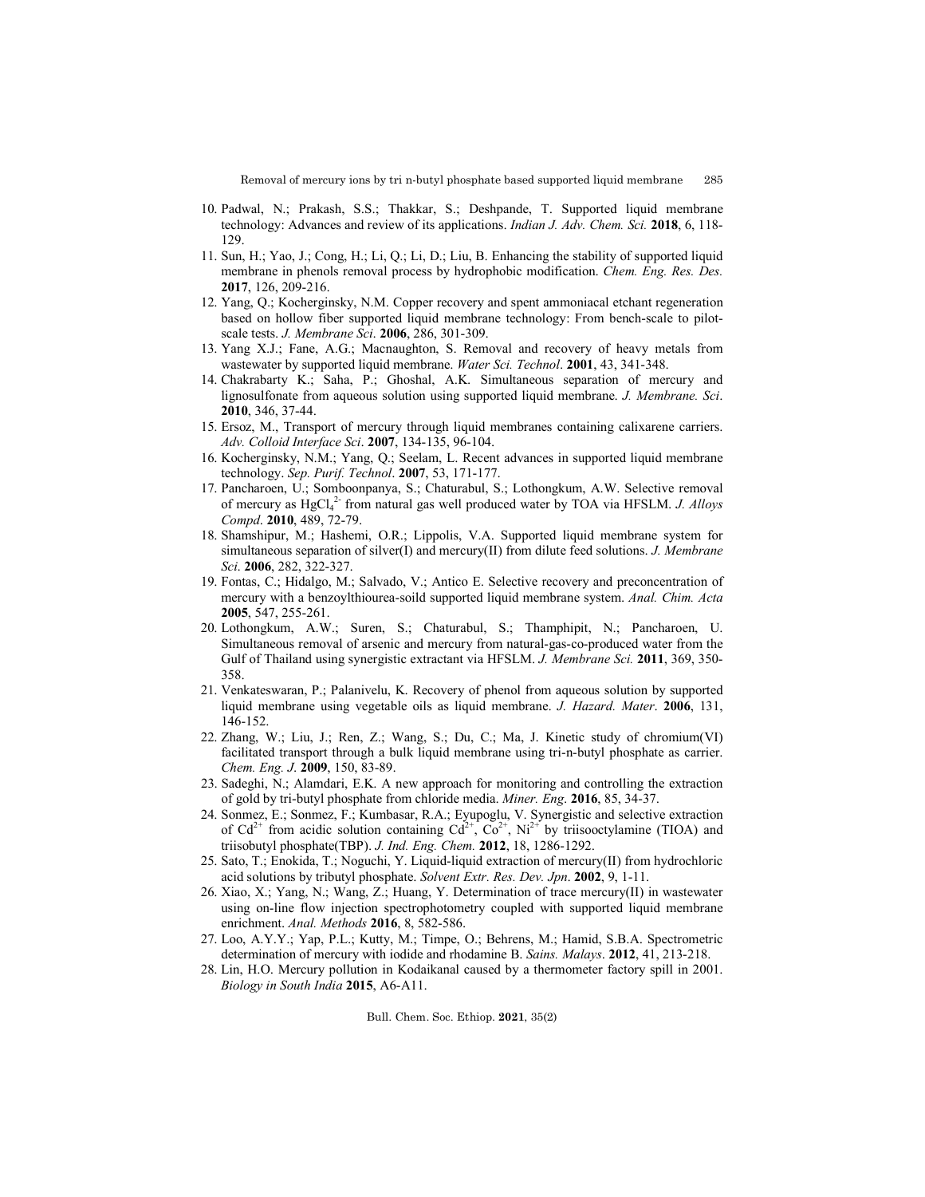10. Padwal, N.; Prakash, S.S.; Thakkar, S.; Deshpande, T. Supported liquid membrane technology: Advances and review of its applications. *Indian J. Adv. Chem. Sci.* **2018**, 6, 118-129.
11. Sun, H.; Yao, J.; Cong, H.; Li, Q.; Li, D.; Liu, B. Enhancing the stability of supported liquid membrane in phenols removal process by hydrophobic modification. *Chem. Eng. Res. Des.* **2017**, 126, 209-216.
12. Yang, Q.; Kocherginsky, N.M. Copper recovery and spent ammoniacal etchant regeneration based on hollow fiber supported liquid membrane technology: From bench-scale to pilot-scale tests. *J. Membrane Sci*. **2006**, 286, 301-309.
13. Yang X.J.; Fane, A.G.; Macnaughton, S. Removal and recovery of heavy metals from wastewater by supported liquid membrane. *Water Sci. Technol*. **2001**, 43, 341-348.
14. Chakrabarty K.; Saha, P.; Ghoshal, A.K. Simultaneous separation of mercury and lignosulfonate from aqueous solution using supported liquid membrane. *J. Membrane. Sci*. **2010**, 346, 37-44.
15. Ersoz, M., Transport of mercury through liquid membranes containing calixarene carriers. *Adv. Colloid Interface Sci*. **2007**, 134-135, 96-104.
16. Kocherginsky, N.M.; Yang, Q.; Seelam, L. Recent advances in supported liquid membrane technology. *Sep. Purif. Technol*. **2007**, 53, 171-177.
17. Pancharoen, U.; Somboonpanya, S.; Chaturabul, S.; Lothongkum, A.W. Selective removal of mercury as $HgCl_4^{2-}$ from natural gas well produced water by TOA via HFSLM. *J. Alloys Compd*. **2010**, 489, 72-79.
18. Shamshipur, M.; Hashemi, O.R.; Lippolis, V.A. Supported liquid membrane system for simultaneous separation of silver(I) and mercury(II) from dilute feed solutions. *J. Membrane Sci*. **2006**, 282, 322-327.
19. Fontas, C.; Hidalgo, M.; Salvado, V.; Antico E. Selective recovery and preconcentration of mercury with a benzoylthiourea-soild supported liquid membrane system. *Anal. Chim. Acta* **2005**, 547, 255-261.
20. Lothongkum, A.W.; Suren, S.; Chaturabul, S.; Thamphipit, N.; Pancharoen, U. Simultaneous removal of arsenic and mercury from natural-gas-co-produced water from the Gulf of Thailand using synergistic extractant via HFSLM. *J. Membrane Sci.* **2011**, 369, 350-358.
21. Venkateswaran, P.; Palanivelu, K. Recovery of phenol from aqueous solution by supported liquid membrane using vegetable oils as liquid membrane. *J. Hazard. Mater*. **2006**, 131, 146-152.
22. Zhang, W.; Liu, J.; Ren, Z.; Wang, S.; Du, C.; Ma, J. Kinetic study of chromium(VI) facilitated transport through a bulk liquid membrane using tri-n-butyl phosphate as carrier. *Chem. Eng. J.* **2009**, 150, 83-89.
23. Sadeghi, N.; Alamdari, E.K. A new approach for monitoring and controlling the extraction of gold by tri-butyl phosphate from chloride media. *Miner. Eng*. **2016**, 85, 34-37.
24. Sonmez, E.; Sonmez, F.; Kumbasar, R.A.; Eyupoglu, V. Synergistic and selective extraction of $Cd^{2+}$ from acidic solution containing $Cd^{2+}$, $Co^{2+}$, $Ni^{2+}$ by triisooctylamine (TIOA) and triisobutyl phosphate(TBP). *J. Ind. Eng. Chem.* **2012**, 18, 1286-1292.
25. Sato, T.; Enokida, T.; Noguchi, Y. Liquid-liquid extraction of mercury(II) from hydrochloric acid solutions by tributyl phosphate. *Solvent Extr. Res. Dev. Jpn*. **2002**, 9, 1-11.
26. Xiao, X.; Yang, N.; Wang, Z.; Huang, Y. Determination of trace mercury(II) in wastewater using on-line flow injection spectrophotometry coupled with supported liquid membrane enrichment. *Anal. Methods* **2016**, 8, 582-586.
27. Loo, A.Y.Y.; Yap, P.L.; Kutty, M.; Timpe, O.; Behrens, M.; Hamid, S.B.A. Spectrometric determination of mercury with iodide and rhodamine B. *Sains. Malays*. **2012**, 41, 213-218.
28. Lin, H.O. Mercury pollution in Kodaikanal caused by a thermometer factory spill in 2001. *Biology in South India* **2015**, A6-A11.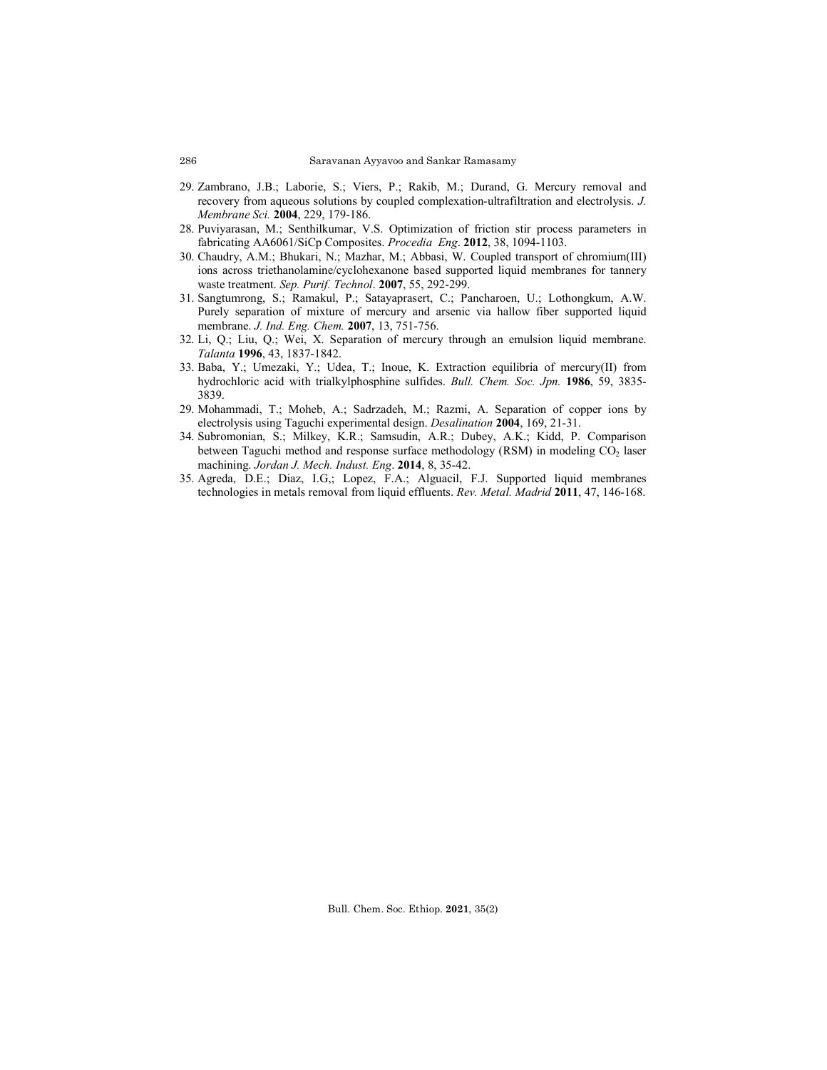29. Zambrano, J.B.; Laborie, S.; Viers, P.; Rakib, M.; Durand, G. Mercury removal and recovery from aqueous solutions by coupled complexation-ultrafiltration and electrolysis. *J. Membrane Sci.* **2004**, 229, 179-186.
28. Puviyarasan, M.; Senthilkumar, V.S. Optimization of friction stir process parameters in fabricating AA6061/SiCp Composites. *Procedia Eng*. **2012**, 38, 1094-1103.
30. Chaudry, A.M.; Bhukari, N.; Mazhar, M.; Abbasi, W. Coupled transport of chromium(III) ions across triethanolamine/cyclohexanone based supported liquid membranes for tannery waste treatment. *Sep. Purif. Technol*. **2007**, 55, 292-299.
31. Sangtumrong, S.; Ramakul, P.; Satayaprasert, C.; Pancharoen, U.; Lothongkum, A.W. Purely separation of mixture of mercury and arsenic via hallow fiber supported liquid membrane. *J. Ind. Eng. Chem.* **2007**, 13, 751-756.
32. Li, Q.; Liu, Q.; Wei, X. Separation of mercury through an emulsion liquid membrane. *Talanta* **1996**, 43, 1837-1842.
33. Baba, Y.; Umezaki, Y.; Udea, T.; Inoue, K. Extraction equilibria of mercury(II) from hydrochloric acid with trialkylphosphine sulfides. *Bull. Chem. Soc. Jpn.* **1986**, 59, 3835-3839.
29. Mohammadi, T.; Moheb, A.; Sadrzadeh, M.; Razmi, A. Separation of copper ions by electrolysis using Taguchi experimental design. *Desalination* **2004**, 169, 21-31.
34. Subromonian, S.; Milkey, K.R.; Samsudin, A.R.; Dubey, A.K.; Kidd, P. Comparison between Taguchi method and response surface methodology (RSM) in modeling $CO_2$ laser machining. *Jordan J. Mech. Indust. Eng*. **2014**, 8, 35-42.
35. Agreda, D.E.; Diaz, I.G,; Lopez, F.A.; Alguacil, F.J. Supported liquid membranes technologies in metals removal from liquid effluents. *Rev. Metal. Madrid* **2011**, 47, 146-168.